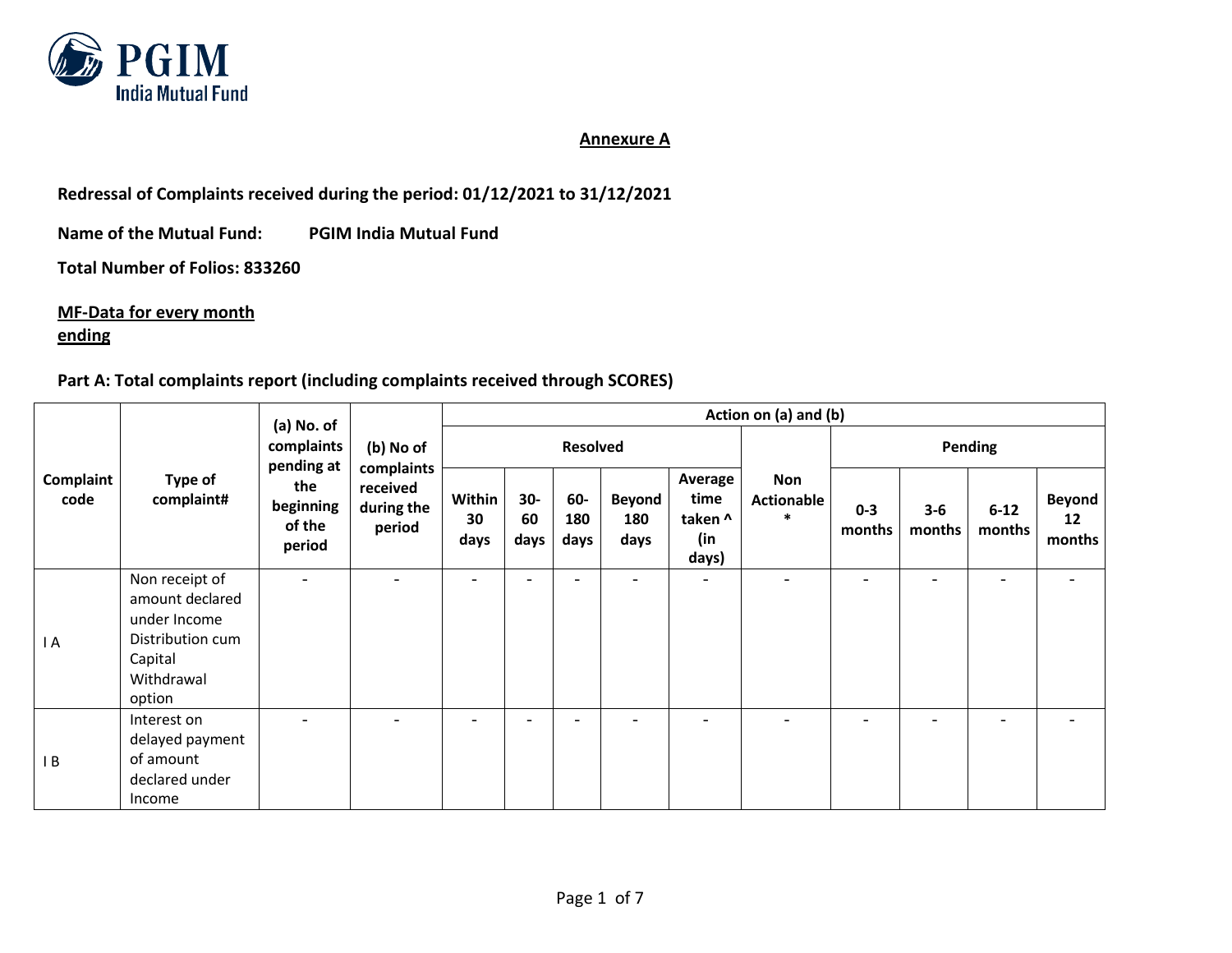## Annexure A

**Redressal of Complaints received during the period: 01/12/2021 to 31/12/2021**

**Name of the Mutual Fund:** **PGIM India Mutual Fund**

**Total Number of Folios: 833260**

**MF-Data for every month ending**

**Part A: Total complaints report (including complaints received through SCORES)**

| Complaint code | Type of complaint# | (a) No. of complaints pending at the beginning of the period | (b) No of complaints received during the period | Action on (a) and (b) | | | | | | | | | |
|---|---|---|---|---|---|---|---|---|---|---|---|---|---|
| | | | | Resolved | | | | | Non Actionable * | Pending | | | |
| | | | | Within 30 days | 30-60 days | 60-180 days | Beyond 180 days | Average time taken ^ (in days) | | 0-3 months | 3-6 months | 6-12 months | Beyond 12 months |
| I A | Non receipt of amount declared under Income Distribution cum Capital Withdrawal option | - | - | - | - | - | - | - | - | - | - | - | - |
| I B | Interest on delayed payment of amount declared under Income | - | - | - | - | - | - | - | - | - | - | - | - |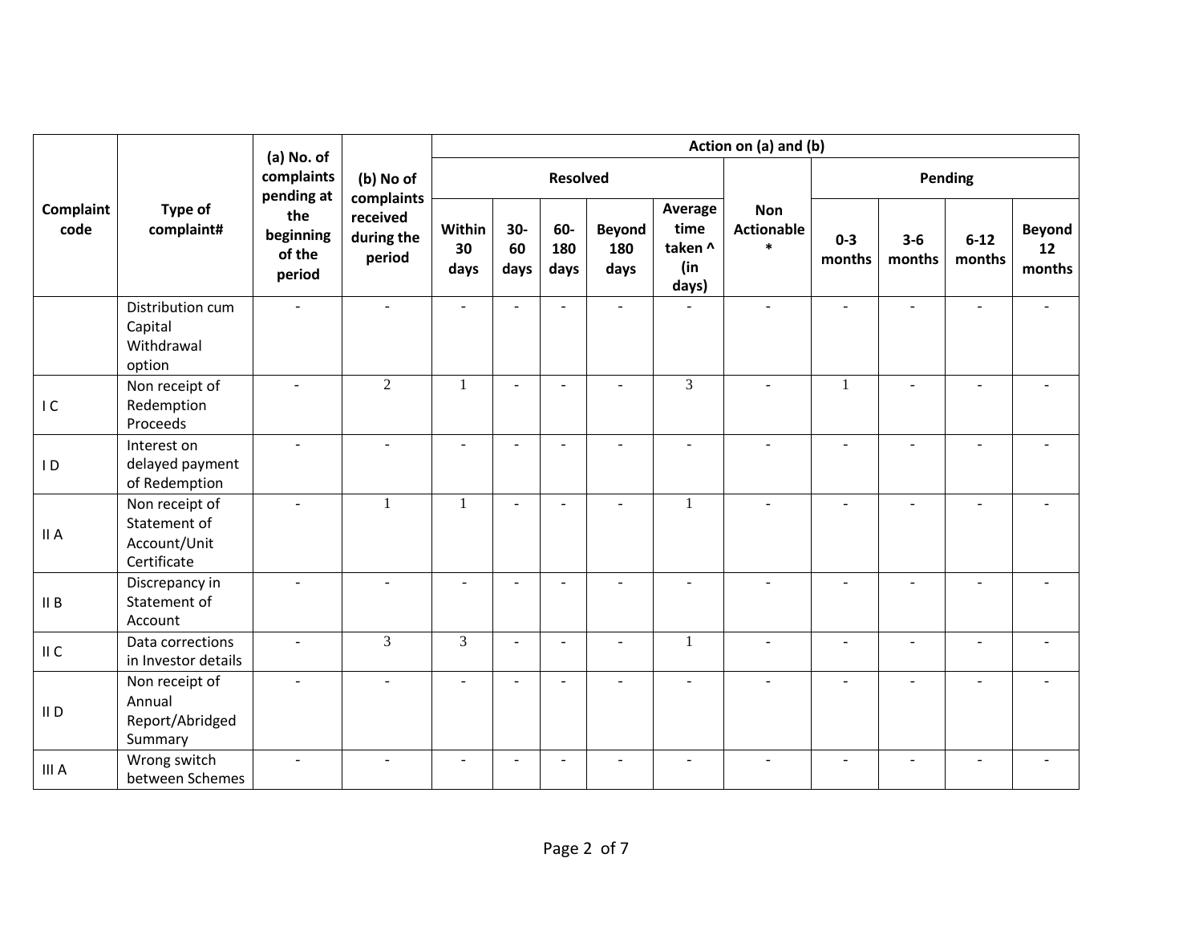| Complaint code | Type of complaint# | (a) No. of complaints pending at the beginning of the period | (b) No of complaints received during the period | Action on (a) and (b) | | | | | | | | | |
|---|---|---|---|---|---|---|---|---|---|---|---|---|---|
| | | | | Resolved | | | | | Non Actionable * | Pending | | | |
| | | | | Within 30 days | 30-60 days | 60-180 days | Beyond 180 days | Average time taken ^ (in days) | | 0-3 months | 3-6 months | 6-12 months | Beyond 12 months |
| | Distribution cum Capital Withdrawal option | - | - | - | - | - | - | - | - | - | - | - | - |
| I C | Non receipt of Redemption Proceeds | - | 2 | 1 | - | - | - | 3 | - | 1 | - | - | - |
| I D | Interest on delayed payment of Redemption | - | - | - | - | - | - | - | - | - | - | - | - |
| II A | Non receipt of Statement of Account/Unit Certificate | - | 1 | 1 | - | - | - | 1 | - | - | - | - | - |
| II B | Discrepancy in Statement of Account | - | - | - | - | - | - | - | - | - | - | - | - |
| II C | Data corrections in Investor details | - | 3 | 3 | - | - | - | 1 | - | - | - | - | - |
| II D | Non receipt of Annual Report/Abridged Summary | - | - | - | - | - | - | - | - | - | - | - | - |
| III A | Wrong switch between Schemes | - | - | - | - | - | - | - | - | - | - | - | - |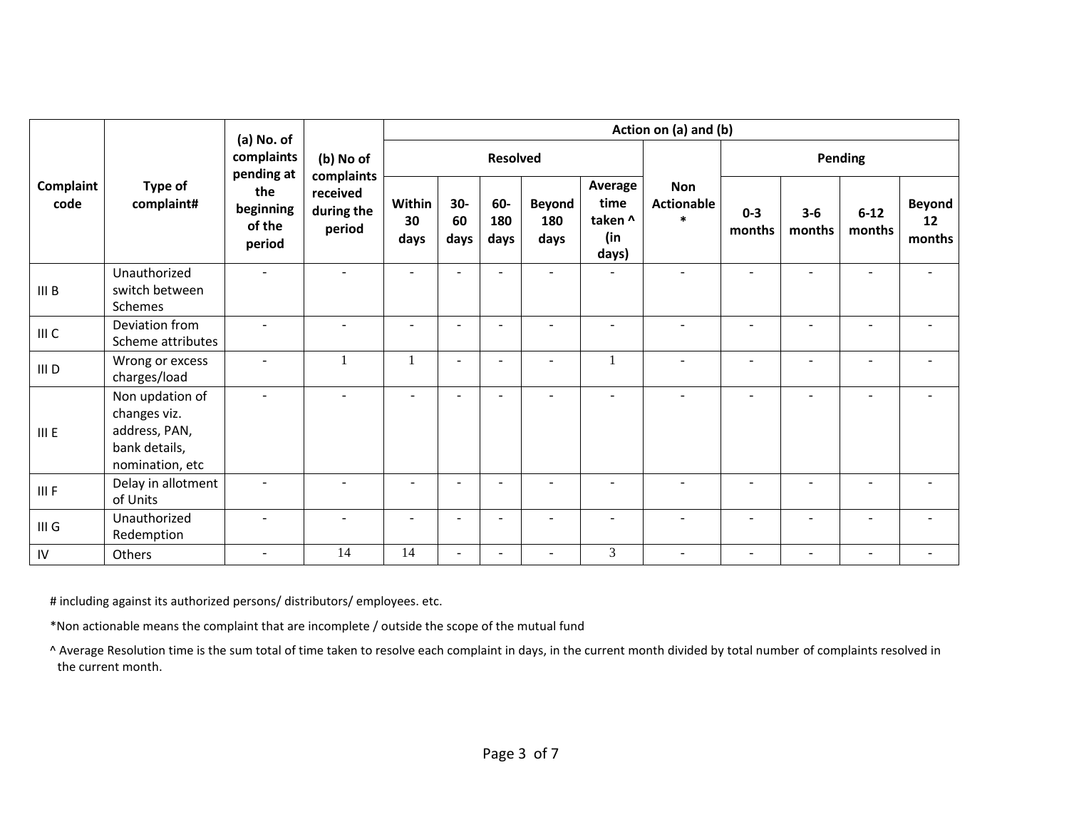| Complaint code | Type of complaint# | (a) No. of complaints pending at the beginning of the period | (b) No of complaints received during the period | Action on (a) and (b) | | | | | | | | | |
|---|---|---|---|---|---|---|---|---|---|---|---|---|---|
| | | | | Resolved | | | | | Non Actionable * | Pending | | | |
| | | | | Within 30 days | 30-60 days | 60-180 days | Beyond 180 days | Average time taken ^ (in days) | | 0-3 months | 3-6 months | 6-12 months | Beyond 12 months |
| III B | Unauthorized switch between Schemes | - | - | - | - | - | - | - | - | - | - | - | - |
| III C | Deviation from Scheme attributes | - | - | - | - | - | - | - | - | - | - | - | - |
| III D | Wrong or excess charges/load | - | 1 | 1 | - | - | - | 1 | - | - | - | - | - |
| III E | Non updation of changes viz. address, PAN, bank details, nomination, etc | - | - | - | - | - | - | - | - | - | - | - | - |
| III F | Delay in allotment of Units | - | - | - | - | - | - | - | - | - | - | - | - |
| III G | Unauthorized Redemption | - | - | - | - | - | - | - | - | - | - | - | - |
| IV | Others | - | 14 | 14 | - | - | - | 3 | - | - | - | - | - |

# including against its authorized persons/ distributors/ employees. etc.

*Non actionable means the complaint that are incomplete / outside the scope of the mutual fund

^ Average Resolution time is the sum total of time taken to resolve each complaint in days, in the current month divided by total number of complaints resolved in the current month.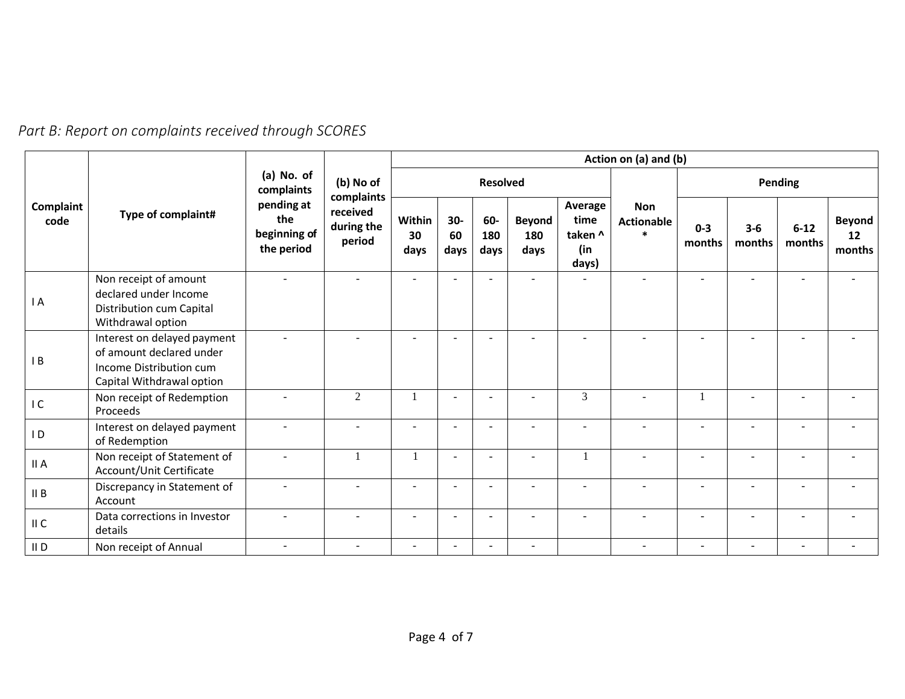*Part B: Report on complaints received through SCORES*

| Complaint code | Type of complaint# | (a) No. of complaints pending at the beginning of the period | (b) No of complaints received during the period | Action on (a) and (b) | | | | | | | | | |
|---|---|---|---|---|---|---|---|---|---|---|---|---|---|
| | | | | Resolved | | | | | Non Actionable * | Pending | | | |
| | | | | Within 30 days | 30-60 days | 60-180 days | Beyond 180 days | Average time taken ^ (in days) | | 0-3 months | 3-6 months | 6-12 months | Beyond 12 months |
| I A | Non receipt of amount declared under Income Distribution cum Capital Withdrawal option | - | - | - | - | - | - | - | - | - | - | - | - |
| I B | Interest on delayed payment of amount declared under Income Distribution cum Capital Withdrawal option | - | - | - | - | - | - | - | - | - | - | - | - |
| I C | Non receipt of Redemption Proceeds | - | 2 | 1 | - | - | - | 3 | - | 1 | - | - | - |
| I D | Interest on delayed payment of Redemption | - | - | - | - | - | - | - | - | - | - | - | - |
| II A | Non receipt of Statement of Account/Unit Certificate | - | 1 | 1 | - | - | - | 1 | - | - | - | - | - |
| II B | Discrepancy in Statement of Account | - | - | - | - | - | - | - | - | - | - | - | - |
| II C | Data corrections in Investor details | - | - | - | - | - | - | - | - | - | - | - | - |
| II D | Non receipt of Annual | - | - | - | - | - | - | | - | - | - | - | - |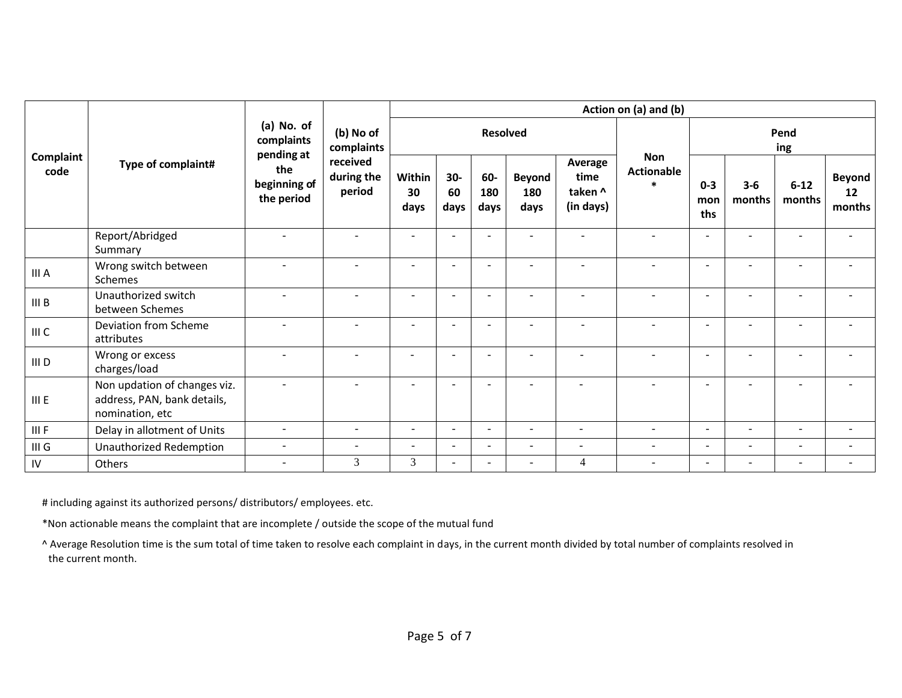| Complaint code | Type of complaint# | (a) No. of complaints pending at the beginning of the period | (b) No of complaints received during the period | Action on (a) and (b) | | | | | | | | | |
|---|---|---|---|---|---|---|---|---|---|---|---|---|---|
| | | | | Resolved | | | | | Non Actionable * | Pending | | | |
| | | | | Within 30 days | 30-60 days | 60-180 days | Beyond 180 days | Average time taken ^ (in days) | | 0-3 months | 3-6 months | 6-12 months | Beyond 12 months |
| | Report/Abridged Summary | - | - | - | - | - | - | - | - | - | - | - | - |
| III A | Wrong switch between Schemes | - | - | - | - | - | - | - | - | - | - | - | - |
| III B | Unauthorized switch between Schemes | - | - | - | - | - | - | - | - | - | - | - | - |
| III C | Deviation from Scheme attributes | - | - | - | - | - | - | - | - | - | - | - | - |
| III D | Wrong or excess charges/load | - | - | - | - | - | - | - | - | - | - | - | - |
| III E | Non updation of changes viz. address, PAN, bank details, nomination, etc | - | - | - | - | - | - | - | - | - | - | - | - |
| III F | Delay in allotment of Units | - | - | - | - | - | - | - | - | - | - | - | - |
| III G | Unauthorized Redemption | - | - | - | - | - | - | - | - | - | - | - | - |
| IV | Others | - | 3 | 3 | - | - | - | 4 | - | - | - | - | - |

# including against its authorized persons/ distributors/ employees. etc.

*Non actionable means the complaint that are incomplete / outside the scope of the mutual fund

^ Average Resolution time is the sum total of time taken to resolve each complaint in days, in the current month divided by total number of complaints resolved in the current month.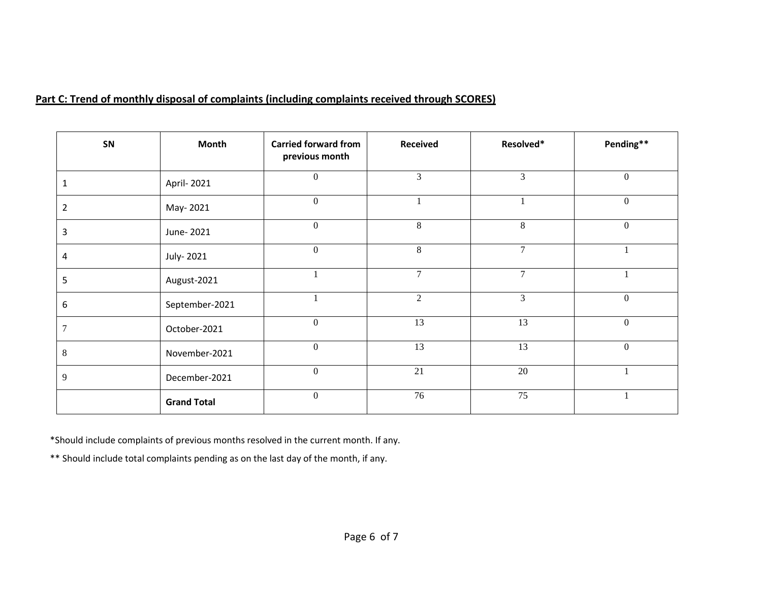**Part C: Trend of monthly disposal of complaints (including complaints received through SCORES)**

| SN | Month | Carried forward from previous month | Received | Resolved* | Pending** |
|---|---|---|---|---|---|
| 1 | April- 2021 | 0 | 3 | 3 | 0 |
| 2 | May- 2021 | 0 | 1 | 1 | 0 |
| 3 | June- 2021 | 0 | 8 | 8 | 0 |
| 4 | July- 2021 | 0 | 8 | 7 | 1 |
| 5 | August-2021 | 1 | 7 | 7 | 1 |
| 6 | September-2021 | 1 | 2 | 3 | 0 |
| 7 | October-2021 | 0 | 13 | 13 | 0 |
| 8 | November-2021 | 0 | 13 | 13 | 0 |
| 9 | December-2021 | 0 | 21 | 20 | 1 |
| | **Grand Total** | 0 | 76 | 75 | 1 |

*Should include complaints of previous months resolved in the current month. If any.

** Should include total complaints pending as on the last day of the month, if any.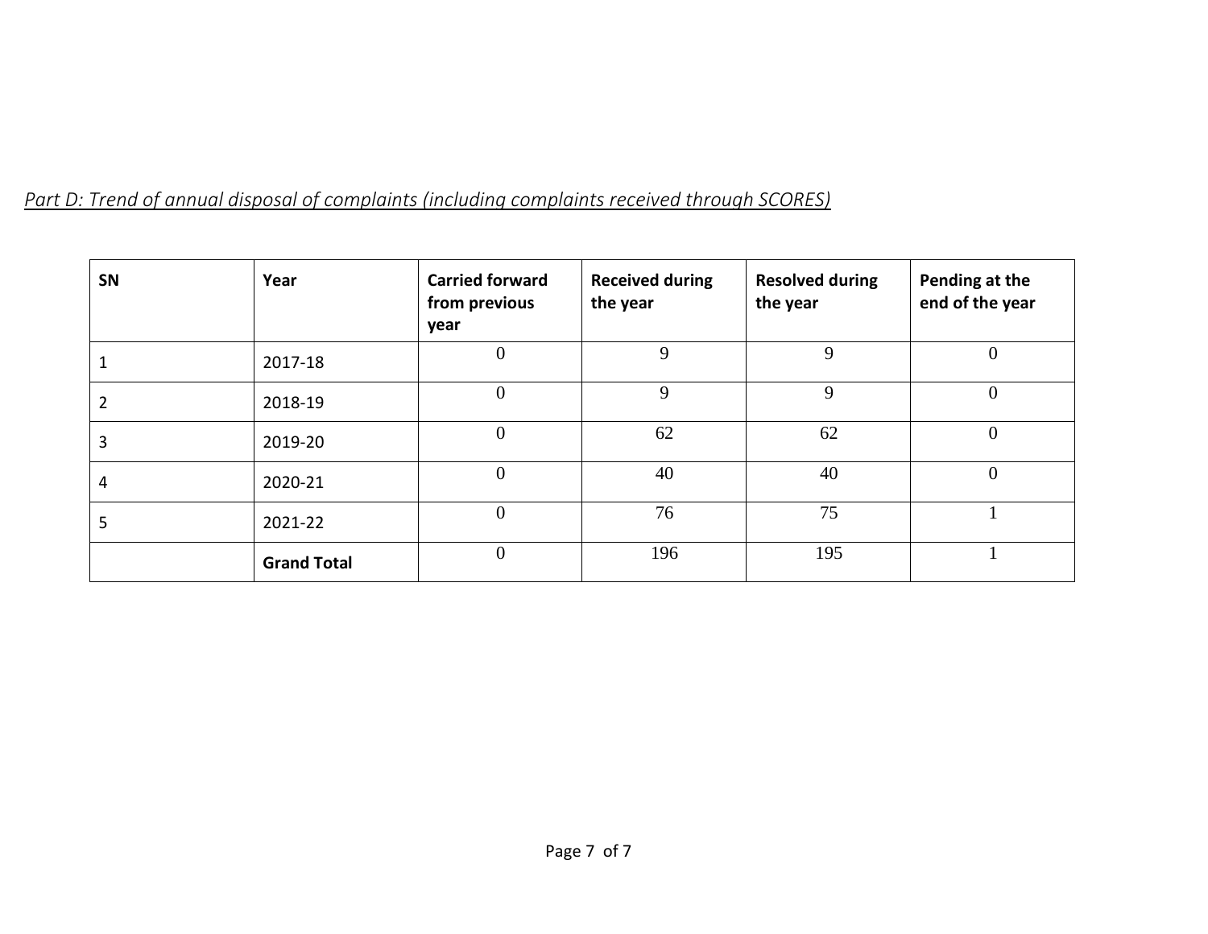*Part D: Trend of annual disposal of complaints (including complaints received through SCORES)*

| SN | Year | Carried forward from previous year | Received during the year | Resolved during the year | Pending at the end of the year |
|---|---|---|---|---|---|
| 1 | 2017-18 | 0 | 9 | 9 | 0 |
| 2 | 2018-19 | 0 | 9 | 9 | 0 |
| 3 | 2019-20 | 0 | 62 | 62 | 0 |
| 4 | 2020-21 | 0 | 40 | 40 | 0 |
| 5 | 2021-22 | 0 | 76 | 75 | 1 |
| | **Grand Total** | 0 | 196 | 195 | 1 |